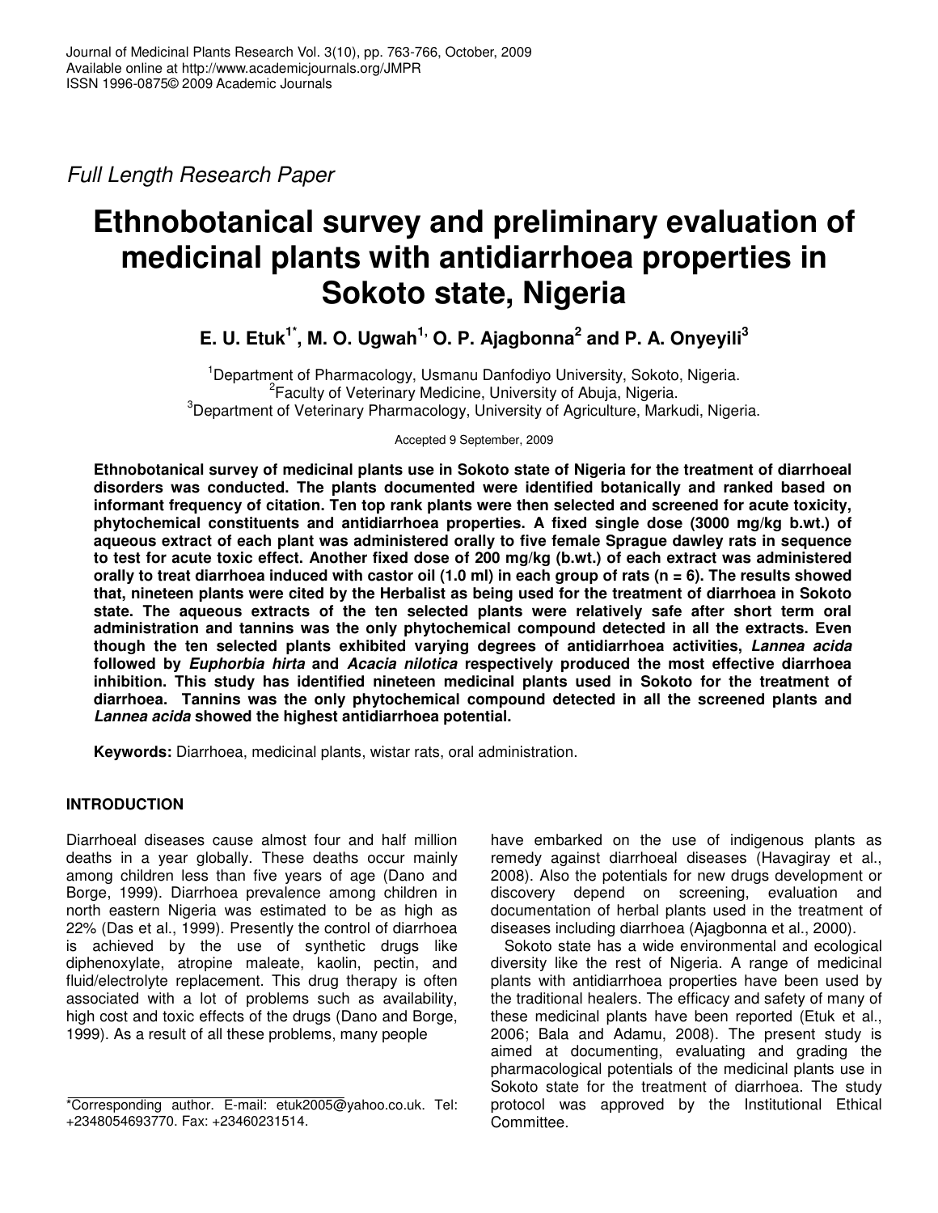*Full Length Research Paper*

# Ethnobotanical survey and preliminary evaluation of medicinal plants with antidiarrhoea properties in Sokoto state, Nigeria

**E. U. Etuk[1*], M. O. Ugwah[1,] O. P. Ajagbonna[2] and P. A. Onyeyili[3]**

[1]Department of Pharmacology, Usmanu Danfodiyo University, Sokoto, Nigeria.
[2]Faculty of Veterinary Medicine, University of Abuja, Nigeria.
[3]Department of Veterinary Pharmacology, University of Agriculture, Markudi, Nigeria.

Accepted 9 September, 2009

**Ethnobotanical survey of medicinal plants use in Sokoto state of Nigeria for the treatment of diarrhoeal disorders was conducted. The plants documented were identified botanically and ranked based on informant frequency of citation. Ten top rank plants were then selected and screened for acute toxicity, phytochemical constituents and antidiarrhoea properties. A fixed single dose (3000 mg/kg b.wt.) of aqueous extract of each plant was administered orally to five female Sprague dawley rats in sequence to test for acute toxic effect. Another fixed dose of 200 mg/kg (b.wt.) of each extract was administered orally to treat diarrhoea induced with castor oil (1.0 ml) in each group of rats (n = 6). The results showed that, nineteen plants were cited by the Herbalist as being used for the treatment of diarrhoea in Sokoto state. The aqueous extracts of the ten selected plants were relatively safe after short term oral administration and tannins was the only phytochemical compound detected in all the extracts. Even though the ten selected plants exhibited varying degrees of antidiarrhoea activities, *Lannea acida* followed by *Euphorbia hirta* and *Acacia nilotica* respectively produced the most effective diarrhoea inhibition. This study has identified nineteen medicinal plants used in Sokoto for the treatment of diarrhoea. Tannins was the only phytochemical compound detected in all the screened plants and *Lannea acida* showed the highest antidiarrhoea potential.**

**Keywords:** Diarrhoea, medicinal plants, wistar rats, oral administration.

## INTRODUCTION

Diarrhoeal diseases cause almost four and half million deaths in a year globally. These deaths occur mainly among children less than five years of age (Dano and Borge, 1999). Diarrhoea prevalence among children in north eastern Nigeria was estimated to be as high as 22% (Das et al., 1999). Presently the control of diarrhoea is achieved by the use of synthetic drugs like diphenoxylate, atropine maleate, kaolin, pectin, and fluid/electrolyte replacement. This drug therapy is often associated with a lot of problems such as availability, high cost and toxic effects of the drugs (Dano and Borge, 1999). As a result of all these problems, many people have embarked on the use of indigenous plants as remedy against diarrhoeal diseases (Havagiray et al., 2008). Also the potentials for new drugs development or discovery depend on screening, evaluation and documentation of herbal plants used in the treatment of diseases including diarrhoea (Ajagbonna et al., 2000).

Sokoto state has a wide environmental and ecological diversity like the rest of Nigeria. A range of medicinal plants with antidiarrhoea properties have been used by the traditional healers. The efficacy and safety of many of these medicinal plants have been reported (Etuk et al., 2006; Bala and Adamu, 2008). The present study is aimed at documenting, evaluating and grading the pharmacological potentials of the medicinal plants use in Sokoto state for the treatment of diarrhoea. The study protocol was approved by the Institutional Ethical Committee.

*Corresponding author. E-mail: etuk2005@yahoo.co.uk. Tel: +2348054693770. Fax: +23460231514.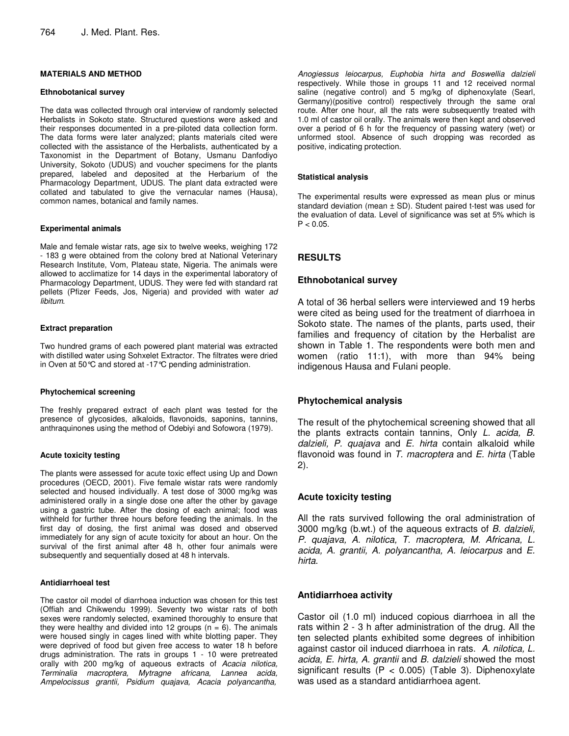## MATERIALS AND METHOD

### Ethnobotanical survey

The data was collected through oral interview of randomly selected Herbalists in Sokoto state. Structured questions were asked and their responses documented in a pre-piloted data collection form. The data forms were later analyzed; plants materials cited were collected with the assistance of the Herbalists, authenticated by a Taxonomist in the Department of Botany, Usmanu Danfodiyo University, Sokoto (UDUS) and voucher specimens for the plants prepared, labeled and deposited at the Herbarium of the Pharmacology Department, UDUS. The plant data extracted were collated and tabulated to give the vernacular names (Hausa), common names, botanical and family names.

### Experimental animals

Male and female wistar rats, age six to twelve weeks, weighing 172 - 183 g were obtained from the colony bred at National Veterinary Research Institute, Vom, Plateau state, Nigeria. The animals were allowed to acclimatize for 14 days in the experimental laboratory of Pharmacology Department, UDUS. They were fed with standard rat pellets (Pfizer Feeds, Jos, Nigeria) and provided with water *ad libitum*.

### Extract preparation

Two hundred grams of each powered plant material was extracted with distilled water using Sohxelet Extractor. The filtrates were dried in Oven at 50°C and stored at -17°C pending administration.

### Phytochemical screening

The freshly prepared extract of each plant was tested for the presence of glycosides, alkaloids, flavonoids, saponins, tannins, anthraquinones using the method of Odebiyi and Sofowora (1979).

### Acute toxicity testing

The plants were assessed for acute toxic effect using Up and Down procedures (OECD, 2001). Five female wistar rats were randomly selected and housed individually. A test dose of 3000 mg/kg was administered orally in a single dose one after the other by gavage using a gastric tube. After the dosing of each animal; food was withheld for further three hours before feeding the animals. In the first day of dosing, the first animal was dosed and observed immediately for any sign of acute toxicity for about an hour. On the survival of the first animal after 48 h, other four animals were subsequently and sequentially dosed at 48 h intervals.

### Antidiarrhoeal test

The castor oil model of diarrhoea induction was chosen for this test (Offiah and Chikwendu 1999). Seventy two wistar rats of both sexes were randomly selected, examined thoroughly to ensure that they were healthy and divided into 12 groups (n = 6). The animals were housed singly in cages lined with white blotting paper. They were deprived of food but given free access to water 18 h before drugs administration. The rats in groups 1 - 10 were pretreated orally with 200 mg/kg of aqueous extracts of *Acacia nilotica, Terminalia macroptera, Mytragne africana, Lannea acida, Ampelocissus grantii, Psidium quajava, Acacia polyancantha, Anogiessus leiocarpus, Euphobia hirta and Boswellia dalzieli* respectively. While those in groups 11 and 12 received normal saline (negative control) and 5 mg/kg of diphenoxylate (Searl, Germany)(positive control) respectively through the same oral route. After one hour, all the rats were subsequently treated with 1.0 ml of castor oil orally. The animals were then kept and observed over a period of 6 h for the frequency of passing watery (wet) or unformed stool. Absence of such dropping was recorded as positive, indicating protection.

### Statistical analysis

The experimental results were expressed as mean plus or minus standard deviation (mean ± SD). Student paired t-test was used for the evaluation of data. Level of significance was set at 5% which is $P < 0.05$.

## RESULTS

### Ethnobotanical survey

A total of 36 herbal sellers were interviewed and 19 herbs were cited as being used for the treatment of diarrhoea in Sokoto state. The names of the plants, parts used, their families and frequency of citation by the Herbalist are shown in Table 1. The respondents were both men and women (ratio 11:1), with more than 94% being indigenous Hausa and Fulani people.

### Phytochemical analysis

The result of the phytochemical screening showed that all the plants extracts contain tannins, Only *L. acida, B. dalzieli, P. quajava* and *E. hirta* contain alkaloid while flavonoid was found in *T. macroptera* and *E. hirta* (Table 2).

### Acute toxicity testing

All the rats survived following the oral administration of 3000 mg/kg (b.wt.) of the aqueous extracts of *B. dalzieli, P. quajava, A. nilotica, T. macroptera, M. Africana, L. acida, A. grantii, A. polyancantha, A. leiocarpus* and *E. hirta*.

### Antidiarrhoea activity

Castor oil (1.0 ml) induced copious diarrhoea in all the rats within 2 - 3 h after administration of the drug. All the ten selected plants exhibited some degrees of inhibition against castor oil induced diarrhoea in rats. *A. nilotica, L. acida, E. hirta, A. grantii* and *B. dalzieli* showed the most significant results ($P < 0.005$) (Table 3). Diphenoxylate was used as a standard antidiarrhoea agent.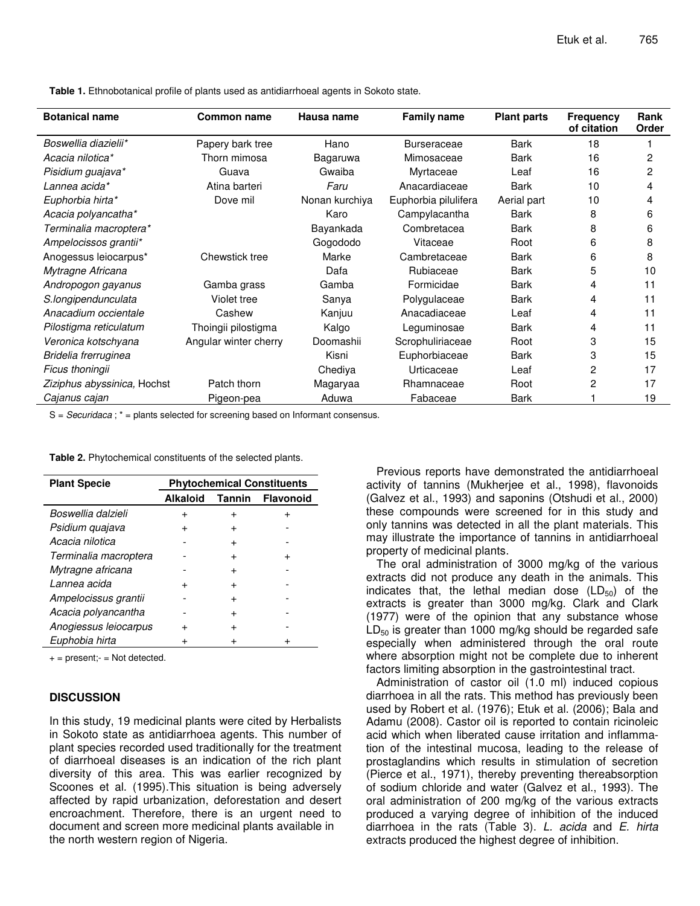**Table 1.** Ethnobotanical profile of plants used as antidiarrhoeal agents in Sokoto state.

| Botanical name | Common name | Hausa name | Family name | Plant parts | Frequency of citation | Rank Order |
|---|---|---|---|---|---|---|
| *Boswellia diazielii** | Papery bark tree | Hano | Burseraceae | Bark | 18 | 1 |
| *Acacia nilotica** | Thorn mimosa | Bagaruwa | Mimosaceae | Bark | 16 | 2 |
| *Pisidium guajava** | Guava | Gwaiba | Myrtaceae | Leaf | 16 | 2 |
| *Lannea acida** | Atina barteri | *Faru* | Anacardiaceae | Bark | 10 | 4 |
| *Euphorbia hirta** | Dove mil | Nonan kurchiya | Euphorbia pilulifera | Aerial part | 10 | 4 |
| *Acacia polyancatha** | | Karo | Campylacantha | Bark | 8 | 6 |
| *Terminalia macroptera** | | Bayankada | Combretacea | Bark | 8 | 6 |
| *Ampelocissos grantii** | | Gogododo | Vitaceae | Root | 6 | 8 |
| Anogessus leiocarpus* | Chewstick tree | Marke | Cambretaceae | Bark | 6 | 8 |
| *Mytragne Africana* | | Dafa | Rubiaceae | Bark | 5 | 10 |
| *Andropogon gayanus* | Gamba grass | Gamba | Formicidae | Bark | 4 | 11 |
| *S.longipendunculata* | Violet tree | Sanya | Polygulaceae | Bark | 4 | 11 |
| *Anacadium occientale* | Cashew | Kanjuu | Anacadiaceae | Leaf | 4 | 11 |
| *Pilostigma reticulatum* | Thoingii pilostigma | Kalgo | Leguminosae | Bark | 4 | 11 |
| *Veronica kotschyana* | Angular winter cherry | Doomashii | Scrophuliriaceae | Root | 3 | 15 |
| *Bridelia frerruginea* | | Kisni | Euphorbiaceae | Bark | 3 | 15 |
| *Ficus thoningii* | | Chediya | Urticaceae | Leaf | 2 | 17 |
| *Ziziphus abyssinica,* Hochst | Patch thorn | Magaryaa | Rhamnaceae | Root | 2 | 17 |
| *Cajanus cajan* | Pigeon-pea | Aduwa | Fabaceae | Bark | 1 | 19 |

S = *Securidaca* ; * = plants selected for screening based on Informant consensus.

**Table 2.** Phytochemical constituents of the selected plants.

| Plant Specie | Phytochemical Constituents | | |
|---|---|---|---|
| | **Alkaloid** | **Tannin** | **Flavonoid** |
| *Boswellia dalzieli* | + | + | + |
| *Psidium quajava* | + | + | - |
| *Acacia nilotica* | - | + | - |
| *Terminalia macroptera* | - | + | + |
| *Mytragne africana* | - | + | - |
| *Lannea acida* | + | + | - |
| *Ampelocissus grantii* | - | + | - |
| *Acacia polyancantha* | - | + | - |
| *Anogiessus leiocarpus* | + | + | - |
| *Euphobia hirta* | + | + | + |

+ = present;- = Not detected.

## DISCUSSION

In this study, 19 medicinal plants were cited by Herbalists in Sokoto state as antidiarrhoea agents. This number of plant species recorded used traditionally for the treatment of diarrhoeal diseases is an indication of the rich plant diversity of this area. This was earlier recognized by Scoones et al. (1995).This situation is being adversely affected by rapid urbanization, deforestation and desert encroachment. Therefore, there is an urgent need to document and screen more medicinal plants available in the north western region of Nigeria.

Previous reports have demonstrated the antidiarrhoeal activity of tannins (Mukherjee et al., 1998), flavonoids (Galvez et al., 1993) and saponins (Otshudi et al., 2000) these compounds were screened for in this study and only tannins was detected in all the plant materials. This may illustrate the importance of tannins in antidiarrhoeal property of medicinal plants.

The oral administration of 3000 mg/kg of the various extracts did not produce any death in the animals. This indicates that, the lethal median dose ($LD_{50}$) of the extracts is greater than 3000 mg/kg. Clark and Clark (1977) were of the opinion that any substance whose $LD_{50}$ is greater than 1000 mg/kg should be regarded safe especially when administered through the oral route where absorption might not be complete due to inherent factors limiting absorption in the gastrointestinal tract.

Administration of castor oil (1.0 ml) induced copious diarrhoea in all the rats. This method has previously been used by Robert et al. (1976); Etuk et al. (2006); Bala and Adamu (2008). Castor oil is reported to contain ricinoleic acid which when liberated cause irritation and inflammation of the intestinal mucosa, leading to the release of prostaglandins which results in stimulation of secretion (Pierce et al., 1971), thereby preventing thereabsorption of sodium chloride and water (Galvez et al., 1993). The oral administration of 200 mg/kg of the various extracts produced a varying degree of inhibition of the induced diarrhoea in the rats (Table 3). *L. acida* and *E. hirta* extracts produced the highest degree of inhibition.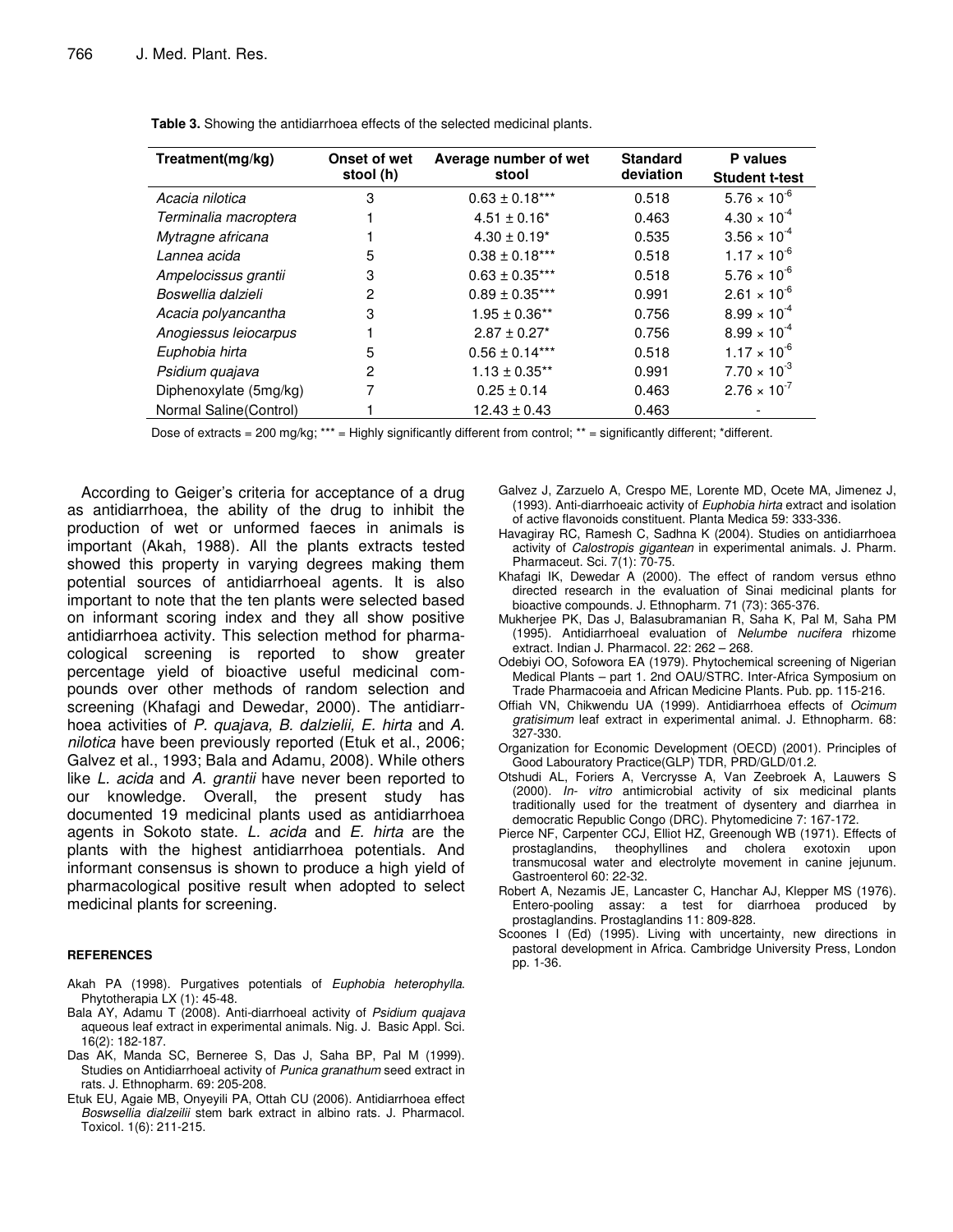**Table 3.** Showing the antidiarrhoea effects of the selected medicinal plants.

| Treatment(mg/kg) | Onset of wet stool (h) | Average number of wet stool | Standard deviation | P values Student t-test |
|---|---|---|---|---|
| *Acacia nilotica* | 3 | 0.63 ± 0.18*** | 0.518 | $5.76 \times 10^{-6}$ |
| *Terminalia macroptera* | 1 | 4.51 ± 0.16* | 0.463 | $4.30 \times 10^{-4}$ |
| *Mytragne africana* | 1 | 4.30 ± 0.19* | 0.535 | $3.56 \times 10^{-4}$ |
| *Lannea acida* | 5 | 0.38 ± 0.18*** | 0.518 | $1.17 \times 10^{-6}$ |
| *Ampelocissus grantii* | 3 | 0.63 ± 0.35*** | 0.518 | $5.76 \times 10^{-6}$ |
| *Boswellia dalzieli* | 2 | 0.89 ± 0.35*** | 0.991 | $2.61 \times 10^{-6}$ |
| *Acacia polyancantha* | 3 | 1.95 ± 0.36** | 0.756 | $8.99 \times 10^{-4}$ |
| *Anogiessus leiocarpus* | 1 | 2.87 ± 0.27* | 0.756 | $8.99 \times 10^{-4}$ |
| *Euphobia hirta* | 5 | 0.56 ± 0.14*** | 0.518 | $1.17 \times 10^{-6}$ |
| *Psidium quajava* | 2 | 1.13 ± 0.35** | 0.991 | $7.70 \times 10^{-3}$ |
| Diphenoxylate (5mg/kg) | 7 | 0.25 ± 0.14 | 0.463 | $2.76 \times 10^{-7}$ |
| Normal Saline(Control) | 1 | 12.43 ± 0.43 | 0.463 | - |

Dose of extracts = 200 mg/kg; *** = Highly significantly different from control; ** = significantly different; *different.

According to Geiger's criteria for acceptance of a drug as antidiarrhoea, the ability of the drug to inhibit the production of wet or unformed faeces in animals is important (Akah, 1988). All the plants extracts tested showed this property in varying degrees making them potential sources of antidiarrhoeal agents. It is also important to note that the ten plants were selected based on informant scoring index and they all show positive antidiarrhoea activity. This selection method for pharmacological screening is reported to show greater percentage yield of bioactive useful medicinal compounds over other methods of random selection and screening (Khafagi and Dewedar, 2000). The antidiarrhoea activities of *P. quajava, B. dalzielii, E. hirta* and *A. nilotica* have been previously reported (Etuk et al., 2006; Galvez et al., 1993; Bala and Adamu, 2008). While others like *L. acida* and *A. grantii* have never been reported to our knowledge. Overall, the present study has documented 19 medicinal plants used as antidiarrhoea agents in Sokoto state. *L. acida* and *E. hirta* are the plants with the highest antidiarrhoea potentials. And informant consensus is shown to produce a high yield of pharmacological positive result when adopted to select medicinal plants for screening.

## REFERENCES

Akah PA (1998). Purgatives potentials of *Euphobia heterophylla*. Phytotherapia LX (1): 45-48.

Bala AY, Adamu T (2008). Anti-diarrhoeal activity of *Psidium quajava* aqueous leaf extract in experimental animals. Nig. J. Basic Appl. Sci. 16(2): 182-187.

Das AK, Manda SC, Berneree S, Das J, Saha BP, Pal M (1999). Studies on Antidiarrhoeal activity of *Punica granathum* seed extract in rats. J. Ethnopharm. 69: 205-208.

Etuk EU, Agaie MB, Onyeyili PA, Ottah CU (2006). Antidiarrhoea effect *Boswsellia dialzeilii* stem bark extract in albino rats. J. Pharmacol. Toxicol. 1(6): 211-215.

Galvez J, Zarzuelo A, Crespo ME, Lorente MD, Ocete MA, Jimenez J, (1993). Anti-diarrhoeaic activity of *Euphobia hirta* extract and isolation of active flavonoids constituent. Planta Medica 59: 333-336.

Havagiray RC, Ramesh C, Sadhna K (2004). Studies on antidiarrhoea activity of *Calostropis gigantean* in experimental animals. J. Pharm. Pharmaceut. Sci. 7(1): 70-75.

Khafagi IK, Dewedar A (2000). The effect of random versus ethno directed research in the evaluation of Sinai medicinal plants for bioactive compounds. J. Ethnopharm. 71 (73): 365-376.

Mukherjee PK, Das J, Balasubramanian R, Saha K, Pal M, Saha PM (1995). Antidiarrhoeal evaluation of *Nelumbe nucifera* rhizome extract. Indian J. Pharmacol. 22: 262 – 268.

Odebiyi OO, Sofowora EA (1979). Phytochemical screening of Nigerian Medical Plants – part 1. 2nd OAU/STRC. Inter-Africa Symposium on Trade Pharmacoeia and African Medicine Plants. Pub. pp. 115-216.

Offiah VN, Chikwendu UA (1999). Antidiarrhoea effects of *Ocimum gratisimum* leaf extract in experimental animal. J. Ethnopharm. 68: 327-330.

Organization for Economic Development (OECD) (2001). Principles of Good Labouratory Practice(GLP) TDR, PRD/GLD/01.2.

Otshudi AL, Foriers A, Vercrysse A, Van Zeebroek A, Lauwers S (2000). *In- vitro* antimicrobial activity of six medicinal plants traditionally used for the treatment of dysentery and diarrhea in democratic Republic Congo (DRC). Phytomedicine 7: 167-172.

Pierce NF, Carpenter CCJ, Elliot HZ, Greenough WB (1971). Effects of prostaglandins, theophyllines and cholera exotoxin upon transmucosal water and electrolyte movement in canine jejunum. Gastroenterol 60: 22-32.

Robert A, Nezamis JE, Lancaster C, Hanchar AJ, Klepper MS (1976). Entero-pooling assay: a test for diarrhoea produced by prostaglandins. Prostaglandins 11: 809-828.

Scoones I (Ed) (1995). Living with uncertainty, new directions in pastoral development in Africa. Cambridge University Press, London pp. 1-36.